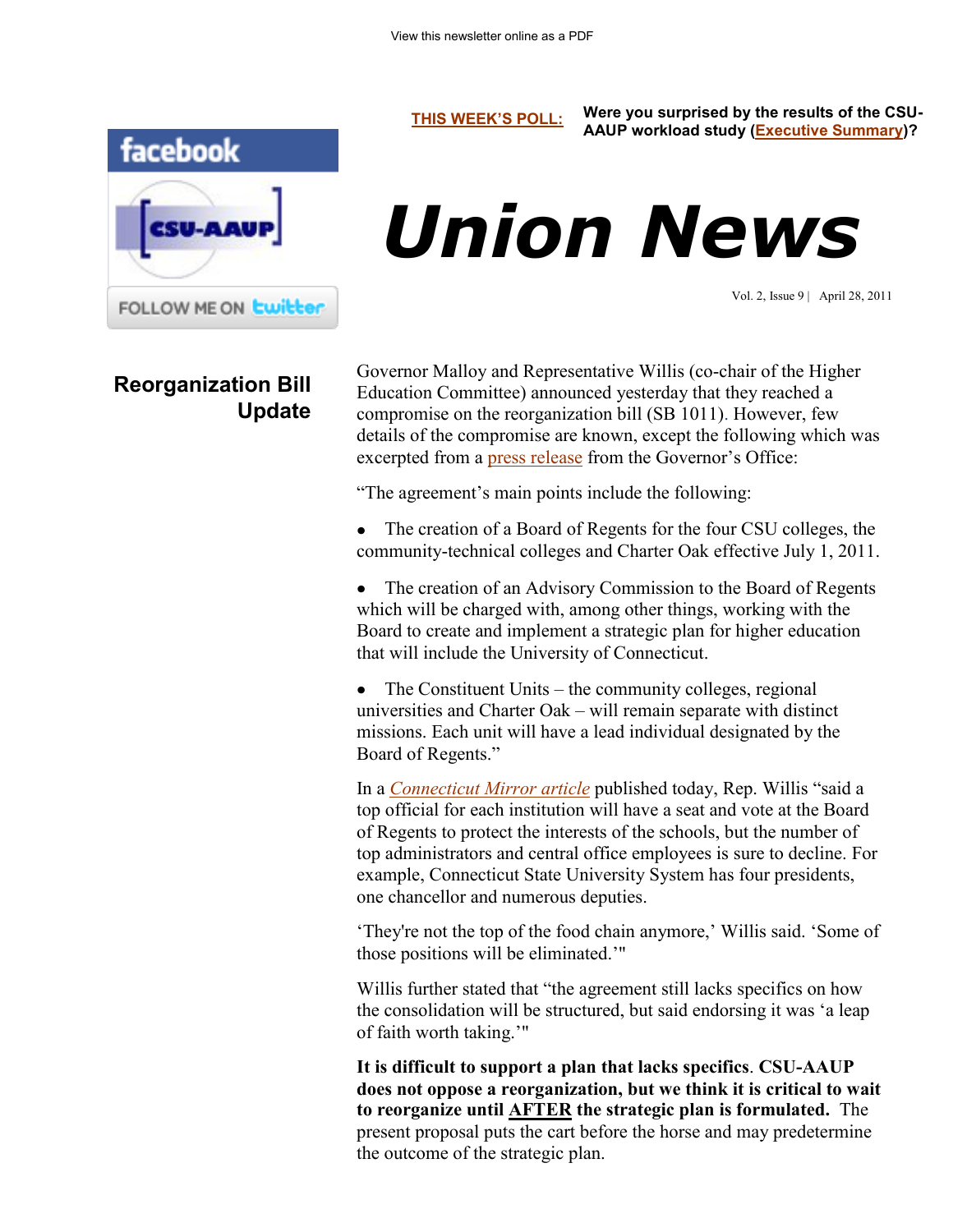View this newsletter online as a PDF

**THIS WEEK'S POLL:** **Were you surprised by the results of the CSU-AAUP workload study (Executive Summary)?**

facebook

FOLLOW ME ON twitter

# Union News

Vol. 2, Issue 9 | April 28, 2011

## Reorganization Bill Update

Governor Malloy and Representative Willis (co-chair of the Higher Education Committee) announced yesterday that they reached a compromise on the reorganization bill (SB 1011). However, few details of the compromise are known, except the following which was excerpted from a press release from the Governor's Office:

"The agreement's main points include the following:

- The creation of a Board of Regents for the four CSU colleges, the community-technical colleges and Charter Oak effective July 1, 2011.
- The creation of an Advisory Commission to the Board of Regents which will be charged with, among other things, working with the Board to create and implement a strategic plan for higher education that will include the University of Connecticut.
- The Constituent Units – the community colleges, regional universities and Charter Oak – will remain separate with distinct missions. Each unit will have a lead individual designated by the Board of Regents."

In a *Connecticut Mirror article* published today, Rep. Willis "said a top official for each institution will have a seat and vote at the Board of Regents to protect the interests of the schools, but the number of top administrators and central office employees is sure to decline. For example, Connecticut State University System has four presidents, one chancellor and numerous deputies.

'They're not the top of the food chain anymore,' Willis said. 'Some of those positions will be eliminated.'"

Willis further stated that "the agreement still lacks specifics on how the consolidation will be structured, but said endorsing it was 'a leap of faith worth taking.'"

**It is difficult to support a plan that lacks specifics**. **CSU-AAUP does not oppose a reorganization, but we think it is critical to wait to reorganize until AFTER the strategic plan is formulated.** The present proposal puts the cart before the horse and may predetermine the outcome of the strategic plan.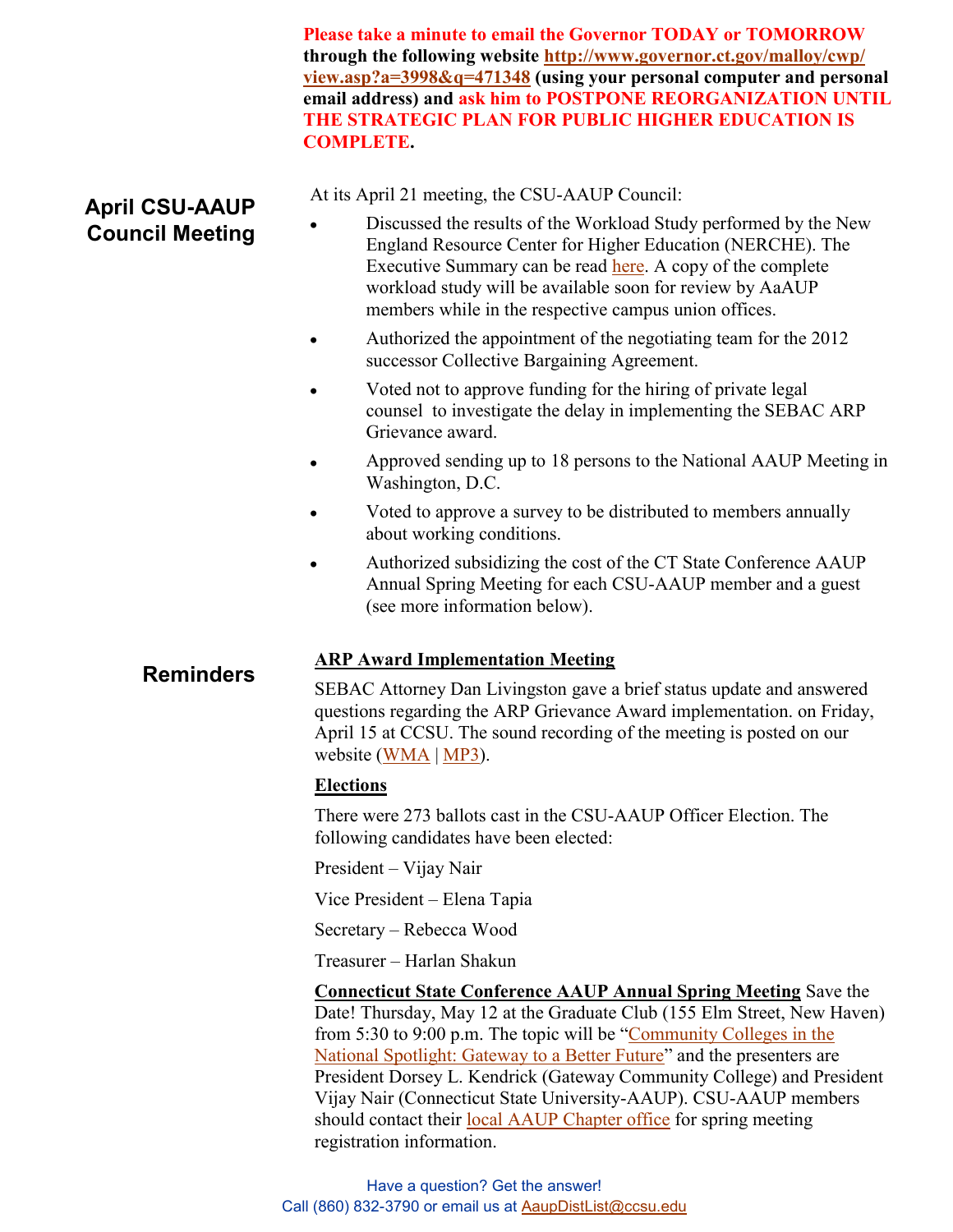**Please take a minute to email the Governor TODAY or TOMORROW through the following website http://www.governor.ct.gov/malloy/cwp/view.asp?a=3998&q=471348 (using your personal computer and personal email address) and ask him to POSTPONE REORGANIZATION UNTIL THE STRATEGIC PLAN FOR PUBLIC HIGHER EDUCATION IS COMPLETE.**

## April CSU-AAUP Council Meeting

At its April 21 meeting, the CSU-AAUP Council:

- Discussed the results of the Workload Study performed by the New England Resource Center for Higher Education (NERCHE). The Executive Summary can be read here. A copy of the complete workload study will be available soon for review by AaAUP members while in the respective campus union offices.
- Authorized the appointment of the negotiating team for the 2012 successor Collective Bargaining Agreement.
- Voted not to approve funding for the hiring of private legal counsel to investigate the delay in implementing the SEBAC ARP Grievance award.
- Approved sending up to 18 persons to the National AAUP Meeting in Washington, D.C.
- Voted to approve a survey to be distributed to members annually about working conditions.
- Authorized subsidizing the cost of the CT State Conference AAUP Annual Spring Meeting for each CSU-AAUP member and a guest (see more information below).

## Reminders

**ARP Award Implementation Meeting**

SEBAC Attorney Dan Livingston gave a brief status update and answered questions regarding the ARP Grievance Award implementation. on Friday, April 15 at CCSU. The sound recording of the meeting is posted on our website (WMA | MP3).

**Elections**

There were 273 ballots cast in the CSU-AAUP Officer Election. The following candidates have been elected:

President – Vijay Nair

Vice President – Elena Tapia

Secretary – Rebecca Wood

Treasurer – Harlan Shakun

**Connecticut State Conference AAUP Annual Spring Meeting** Save the Date! Thursday, May 12 at the Graduate Club (155 Elm Street, New Haven) from 5:30 to 9:00 p.m. The topic will be "Community Colleges in the National Spotlight: Gateway to a Better Future" and the presenters are President Dorsey L. Kendrick (Gateway Community College) and President Vijay Nair (Connecticut State University-AAUP). CSU-AAUP members should contact their local AAUP Chapter office for spring meeting registration information.

Have a question? Get the answer!
Call (860) 832-3790 or email us at AaupDistList@ccsu.edu